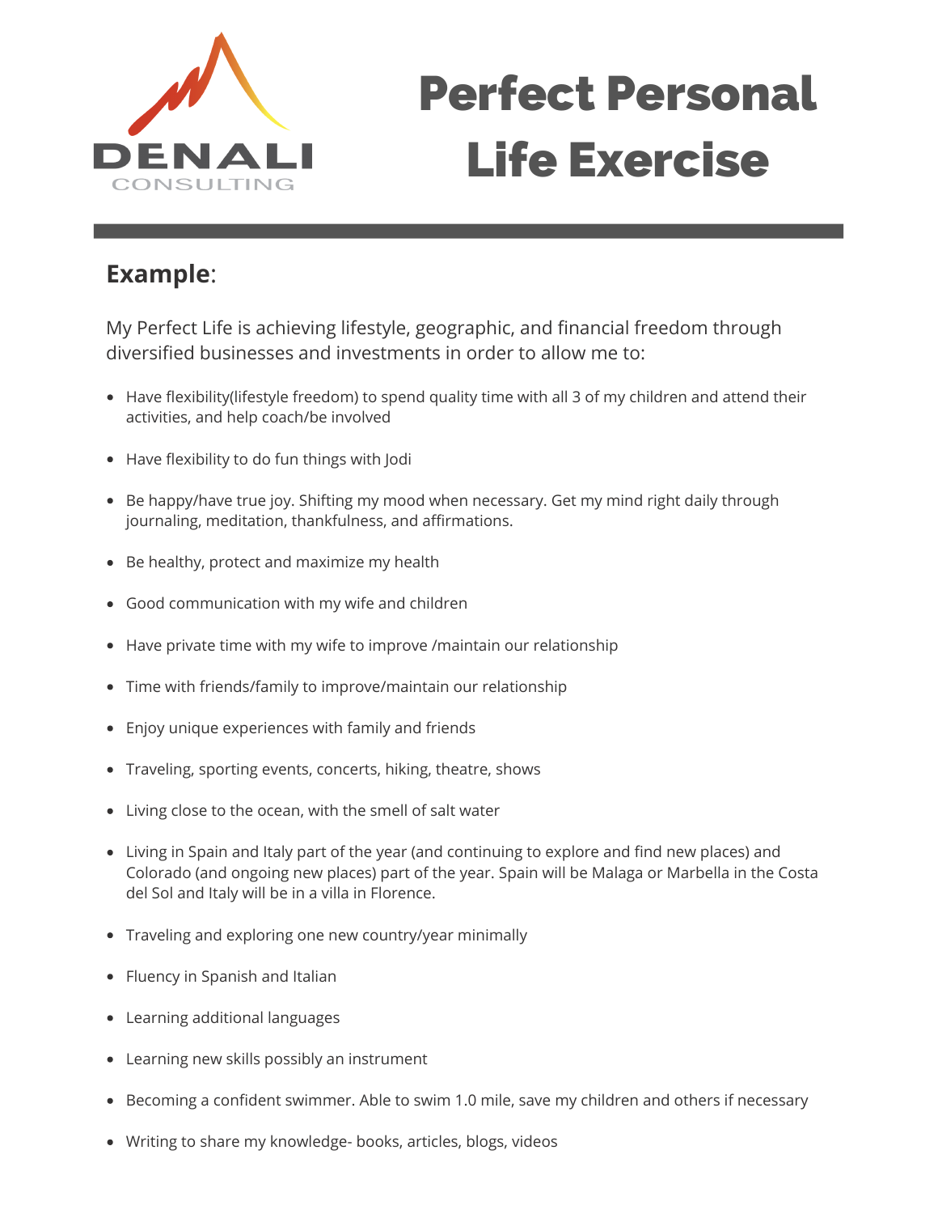DENALI CONSULTING

# Perfect Personal Life Exercise

**Example**:

My Perfect Life is achieving lifestyle, geographic, and financial freedom through diversified businesses and investments in order to allow me to:

- Have flexibility(lifestyle freedom) to spend quality time with all 3 of my children and attend their activities, and help coach/be involved
- Have flexibility to do fun things with Jodi
- Be happy/have true joy. Shifting my mood when necessary. Get my mind right daily through journaling, meditation, thankfulness, and affirmations.
- Be healthy, protect and maximize my health
- Good communication with my wife and children
- Have private time with my wife to improve /maintain our relationship
- Time with friends/family to improve/maintain our relationship
- Enjoy unique experiences with family and friends
- Traveling, sporting events, concerts, hiking, theatre, shows
- Living close to the ocean, with the smell of salt water
- Living in Spain and Italy part of the year (and continuing to explore and find new places) and Colorado (and ongoing new places) part of the year. Spain will be Malaga or Marbella in the Costa del Sol and Italy will be in a villa in Florence.
- Traveling and exploring one new country/year minimally
- Fluency in Spanish and Italian
- Learning additional languages
- Learning new skills possibly an instrument
- Becoming a confident swimmer. Able to swim 1.0 mile, save my children and others if necessary
- Writing to share my knowledge- books, articles, blogs, videos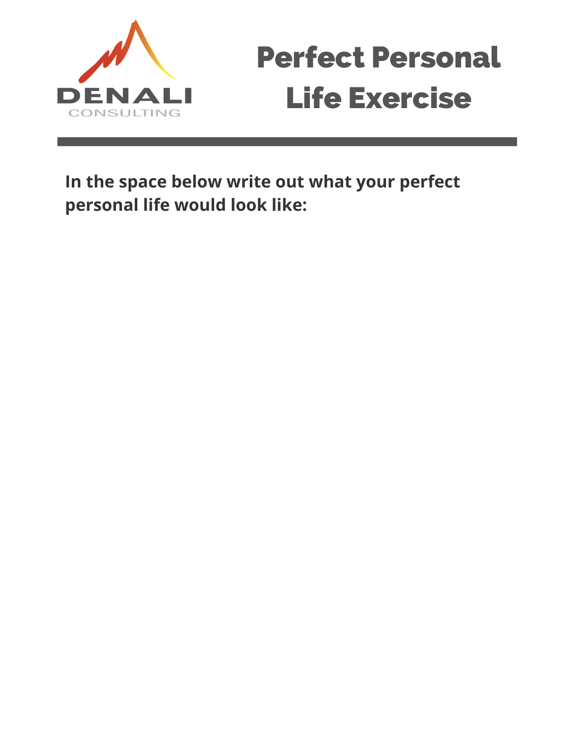DENALI
CONSULTING

# Perfect Personal Life Exercise

**In the space below write out what your perfect personal life would look like:**